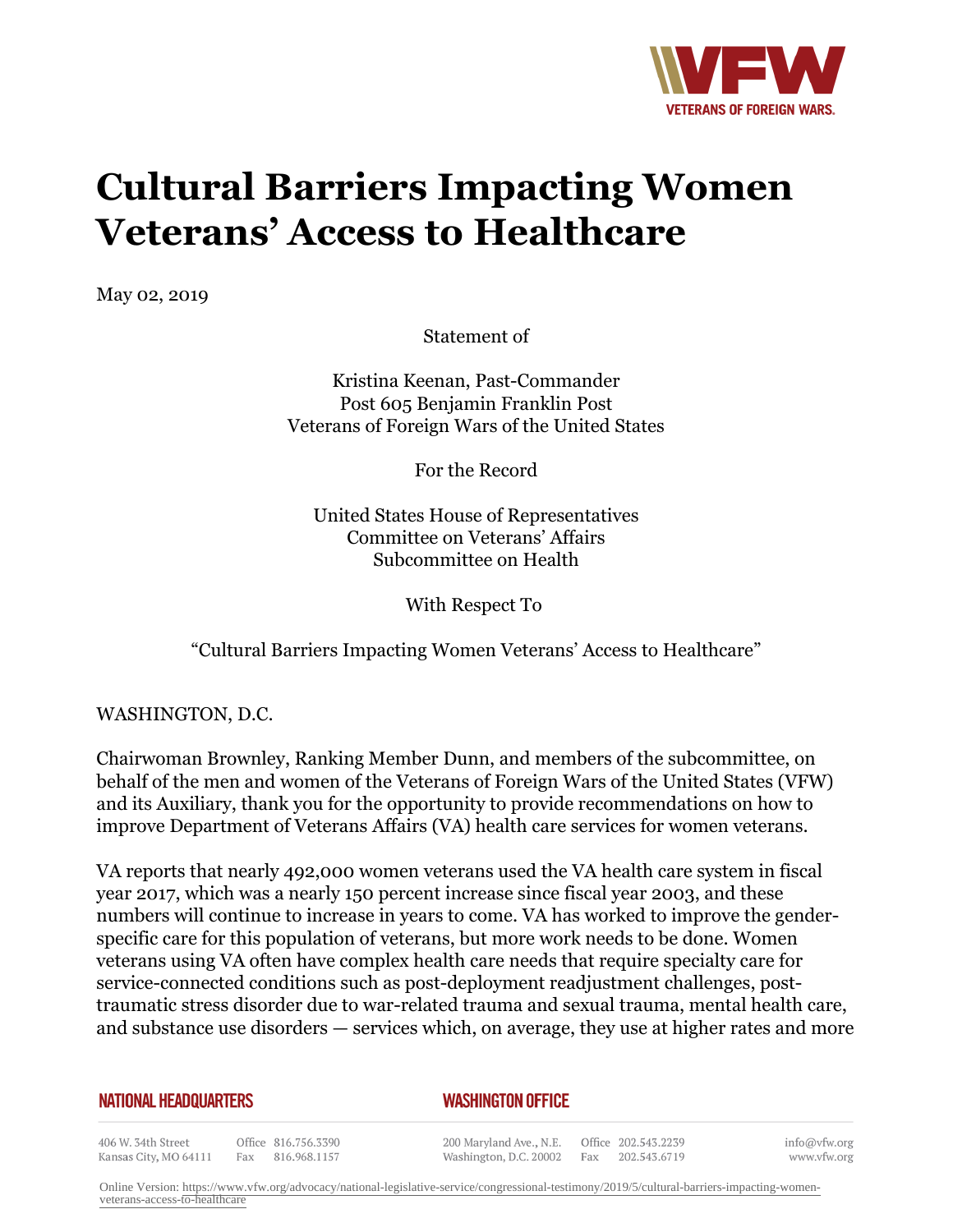# Cultural Barriers Impacting Women Veterans' Access to Healthcare

May 02, 2019

Statement of

Kristina Keenan, Past-Commander
Post 605 Benjamin Franklin Post
Veterans of Foreign Wars of the United States

For the Record

United States House of Representatives
Committee on Veterans' Affairs
Subcommittee on Health

With Respect To

"Cultural Barriers Impacting Women Veterans' Access to Healthcare"

WASHINGTON, D.C.

Chairwoman Brownley, Ranking Member Dunn, and members of the subcommittee, on behalf of the men and women of the Veterans of Foreign Wars of the United States (VFW) and its Auxiliary, thank you for the opportunity to provide recommendations on how to improve Department of Veterans Affairs (VA) health care services for women veterans.

VA reports that nearly 492,000 women veterans used the VA health care system in fiscal year 2017, which was a nearly 150 percent increase since fiscal year 2003, and these numbers will continue to increase in years to come. VA has worked to improve the gender-specific care for this population of veterans, but more work needs to be done. Women veterans using VA often have complex health care needs that require specialty care for service-connected conditions such as post-deployment readjustment challenges, post-traumatic stress disorder due to war-related trauma and sexual trauma, mental health care, and substance use disorders — services which, on average, they use at higher rates and more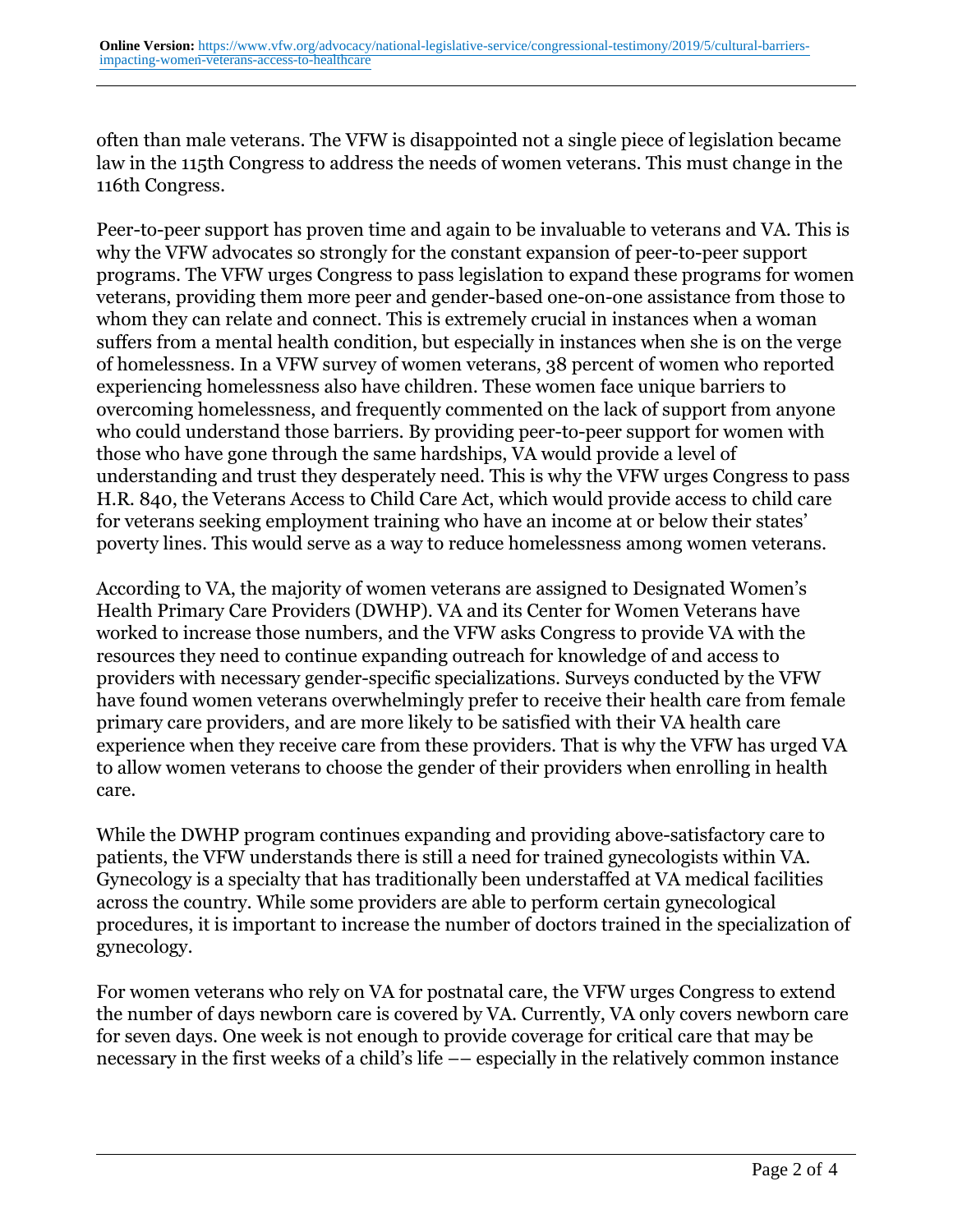often than male veterans. The VFW is disappointed not a single piece of legislation became law in the 115th Congress to address the needs of women veterans. This must change in the 116th Congress.

Peer-to-peer support has proven time and again to be invaluable to veterans and VA. This is why the VFW advocates so strongly for the constant expansion of peer-to-peer support programs. The VFW urges Congress to pass legislation to expand these programs for women veterans, providing them more peer and gender-based one-on-one assistance from those to whom they can relate and connect. This is extremely crucial in instances when a woman suffers from a mental health condition, but especially in instances when she is on the verge of homelessness. In a VFW survey of women veterans, 38 percent of women who reported experiencing homelessness also have children. These women face unique barriers to overcoming homelessness, and frequently commented on the lack of support from anyone who could understand those barriers. By providing peer-to-peer support for women with those who have gone through the same hardships, VA would provide a level of understanding and trust they desperately need. This is why the VFW urges Congress to pass H.R. 840, the Veterans Access to Child Care Act, which would provide access to child care for veterans seeking employment training who have an income at or below their states' poverty lines. This would serve as a way to reduce homelessness among women veterans.

According to VA, the majority of women veterans are assigned to Designated Women's Health Primary Care Providers (DWHP). VA and its Center for Women Veterans have worked to increase those numbers, and the VFW asks Congress to provide VA with the resources they need to continue expanding outreach for knowledge of and access to providers with necessary gender-specific specializations. Surveys conducted by the VFW have found women veterans overwhelmingly prefer to receive their health care from female primary care providers, and are more likely to be satisfied with their VA health care experience when they receive care from these providers. That is why the VFW has urged VA to allow women veterans to choose the gender of their providers when enrolling in health care.

While the DWHP program continues expanding and providing above-satisfactory care to patients, the VFW understands there is still a need for trained gynecologists within VA. Gynecology is a specialty that has traditionally been understaffed at VA medical facilities across the country. While some providers are able to perform certain gynecological procedures, it is important to increase the number of doctors trained in the specialization of gynecology.

For women veterans who rely on VA for postnatal care, the VFW urges Congress to extend the number of days newborn care is covered by VA. Currently, VA only covers newborn care for seven days. One week is not enough to provide coverage for critical care that may be necessary in the first weeks of a child's life –– especially in the relatively common instance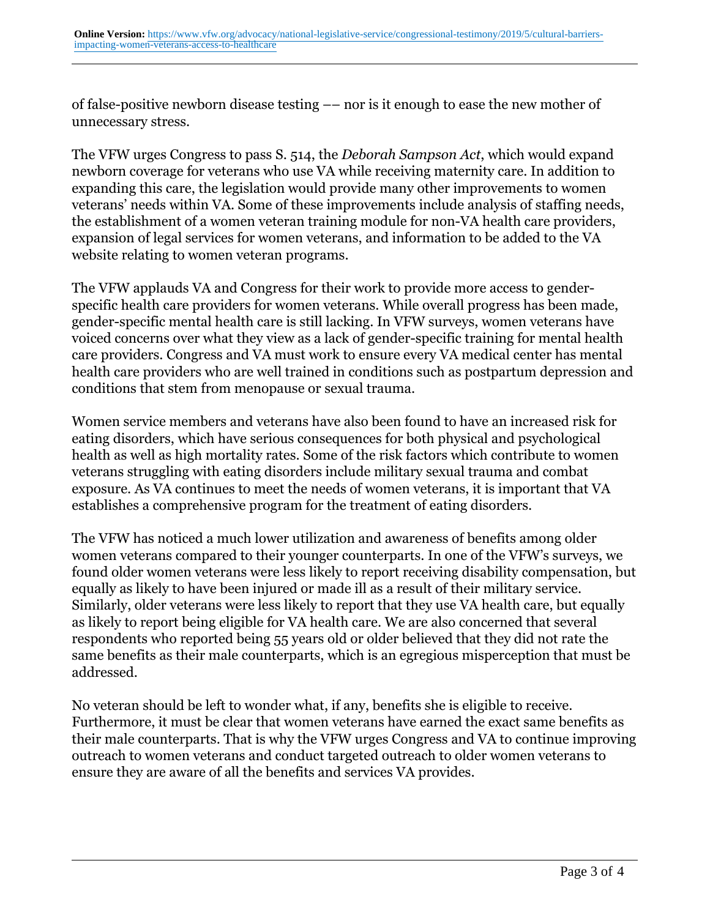of false-positive newborn disease testing –– nor is it enough to ease the new mother of unnecessary stress.

The VFW urges Congress to pass S. 514, the *Deborah Sampson Act*, which would expand newborn coverage for veterans who use VA while receiving maternity care. In addition to expanding this care, the legislation would provide many other improvements to women veterans' needs within VA. Some of these improvements include analysis of staffing needs, the establishment of a women veteran training module for non-VA health care providers, expansion of legal services for women veterans, and information to be added to the VA website relating to women veteran programs.

The VFW applauds VA and Congress for their work to provide more access to gender-specific health care providers for women veterans. While overall progress has been made, gender-specific mental health care is still lacking. In VFW surveys, women veterans have voiced concerns over what they view as a lack of gender-specific training for mental health care providers. Congress and VA must work to ensure every VA medical center has mental health care providers who are well trained in conditions such as postpartum depression and conditions that stem from menopause or sexual trauma.

Women service members and veterans have also been found to have an increased risk for eating disorders, which have serious consequences for both physical and psychological health as well as high mortality rates. Some of the risk factors which contribute to women veterans struggling with eating disorders include military sexual trauma and combat exposure. As VA continues to meet the needs of women veterans, it is important that VA establishes a comprehensive program for the treatment of eating disorders.

The VFW has noticed a much lower utilization and awareness of benefits among older women veterans compared to their younger counterparts. In one of the VFW's surveys, we found older women veterans were less likely to report receiving disability compensation, but equally as likely to have been injured or made ill as a result of their military service. Similarly, older veterans were less likely to report that they use VA health care, but equally as likely to report being eligible for VA health care. We are also concerned that several respondents who reported being 55 years old or older believed that they did not rate the same benefits as their male counterparts, which is an egregious misperception that must be addressed.

No veteran should be left to wonder what, if any, benefits she is eligible to receive. Furthermore, it must be clear that women veterans have earned the exact same benefits as their male counterparts. That is why the VFW urges Congress and VA to continue improving outreach to women veterans and conduct targeted outreach to older women veterans to ensure they are aware of all the benefits and services VA provides.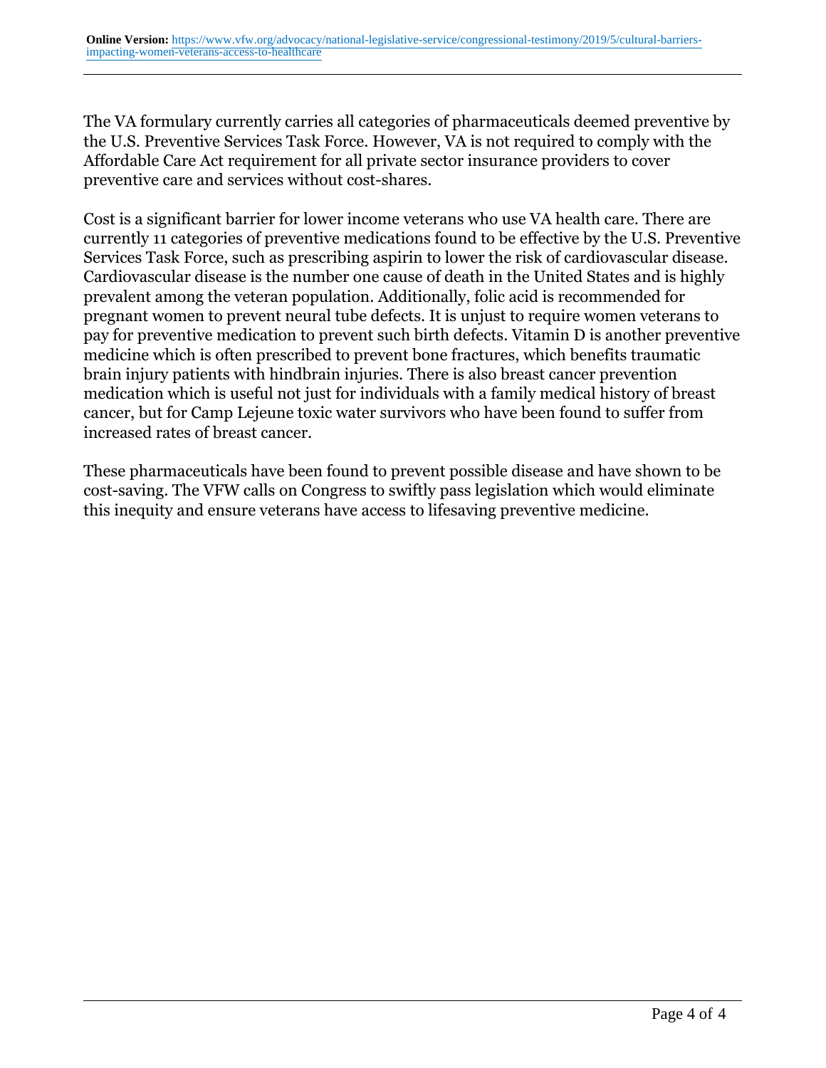The VA formulary currently carries all categories of pharmaceuticals deemed preventive by the U.S. Preventive Services Task Force. However, VA is not required to comply with the Affordable Care Act requirement for all private sector insurance providers to cover preventive care and services without cost-shares.

Cost is a significant barrier for lower income veterans who use VA health care. There are currently 11 categories of preventive medications found to be effective by the U.S. Preventive Services Task Force, such as prescribing aspirin to lower the risk of cardiovascular disease. Cardiovascular disease is the number one cause of death in the United States and is highly prevalent among the veteran population. Additionally, folic acid is recommended for pregnant women to prevent neural tube defects. It is unjust to require women veterans to pay for preventive medication to prevent such birth defects. Vitamin D is another preventive medicine which is often prescribed to prevent bone fractures, which benefits traumatic brain injury patients with hindbrain injuries. There is also breast cancer prevention medication which is useful not just for individuals with a family medical history of breast cancer, but for Camp Lejeune toxic water survivors who have been found to suffer from increased rates of breast cancer.

These pharmaceuticals have been found to prevent possible disease and have shown to be cost-saving. The VFW calls on Congress to swiftly pass legislation which would eliminate this inequity and ensure veterans have access to lifesaving preventive medicine.